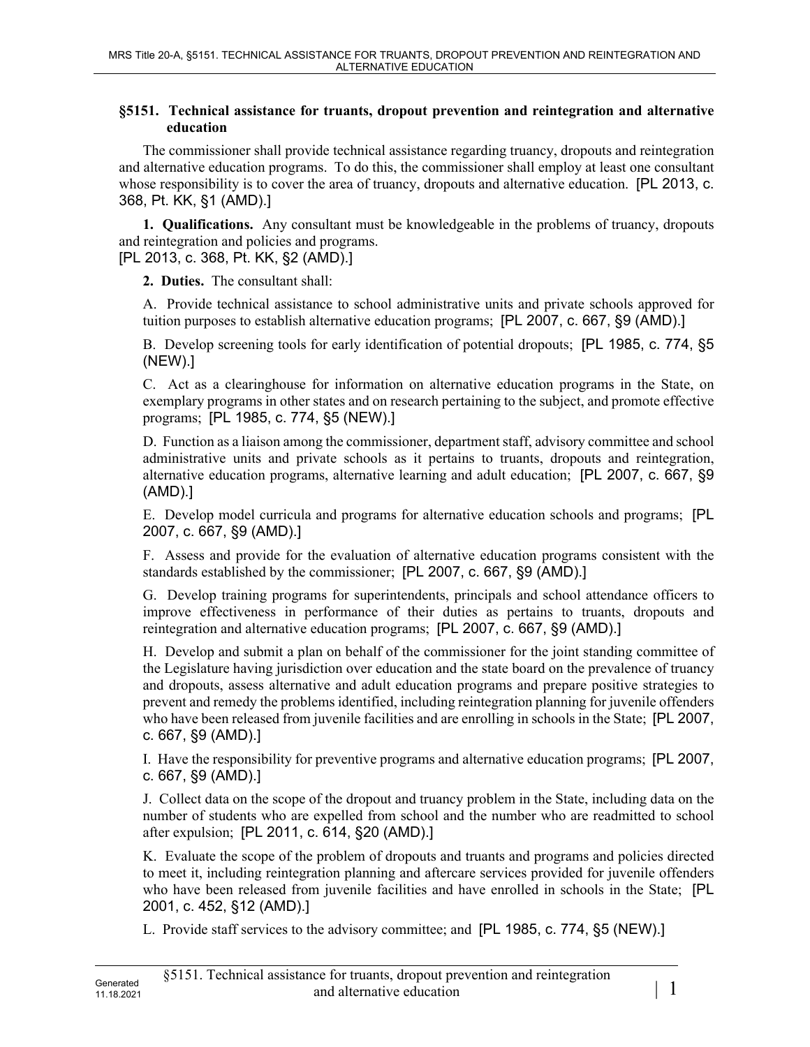## §5151. Technical assistance for truants, dropout prevention and reintegration and alternative education

The commissioner shall provide technical assistance regarding truancy, dropouts and reintegration and alternative education programs. To do this, the commissioner shall employ at least one consultant whose responsibility is to cover the area of truancy, dropouts and alternative education. [PL 2013, c. 368, Pt. KK, §1 (AMD).]

**1. Qualifications.** Any consultant must be knowledgeable in the problems of truancy, dropouts and reintegration and policies and programs.
[PL 2013, c. 368, Pt. KK, §2 (AMD).]

**2. Duties.** The consultant shall:

A. Provide technical assistance to school administrative units and private schools approved for tuition purposes to establish alternative education programs; [PL 2007, c. 667, §9 (AMD).]

B. Develop screening tools for early identification of potential dropouts; [PL 1985, c. 774, §5 (NEW).]

C. Act as a clearinghouse for information on alternative education programs in the State, on exemplary programs in other states and on research pertaining to the subject, and promote effective programs; [PL 1985, c. 774, §5 (NEW).]

D. Function as a liaison among the commissioner, department staff, advisory committee and school administrative units and private schools as it pertains to truants, dropouts and reintegration, alternative education programs, alternative learning and adult education; [PL 2007, c. 667, §9 (AMD).]

E. Develop model curricula and programs for alternative education schools and programs; [PL 2007, c. 667, §9 (AMD).]

F. Assess and provide for the evaluation of alternative education programs consistent with the standards established by the commissioner; [PL 2007, c. 667, §9 (AMD).]

G. Develop training programs for superintendents, principals and school attendance officers to improve effectiveness in performance of their duties as pertains to truants, dropouts and reintegration and alternative education programs; [PL 2007, c. 667, §9 (AMD).]

H. Develop and submit a plan on behalf of the commissioner for the joint standing committee of the Legislature having jurisdiction over education and the state board on the prevalence of truancy and dropouts, assess alternative and adult education programs and prepare positive strategies to prevent and remedy the problems identified, including reintegration planning for juvenile offenders who have been released from juvenile facilities and are enrolling in schools in the State; [PL 2007, c. 667, §9 (AMD).]

I. Have the responsibility for preventive programs and alternative education programs; [PL 2007, c. 667, §9 (AMD).]

J. Collect data on the scope of the dropout and truancy problem in the State, including data on the number of students who are expelled from school and the number who are readmitted to school after expulsion; [PL 2011, c. 614, §20 (AMD).]

K. Evaluate the scope of the problem of dropouts and truants and programs and policies directed to meet it, including reintegration planning and aftercare services provided for juvenile offenders who have been released from juvenile facilities and have enrolled in schools in the State; [PL 2001, c. 452, §12 (AMD).]

L. Provide staff services to the advisory committee; and [PL 1985, c. 774, §5 (NEW).]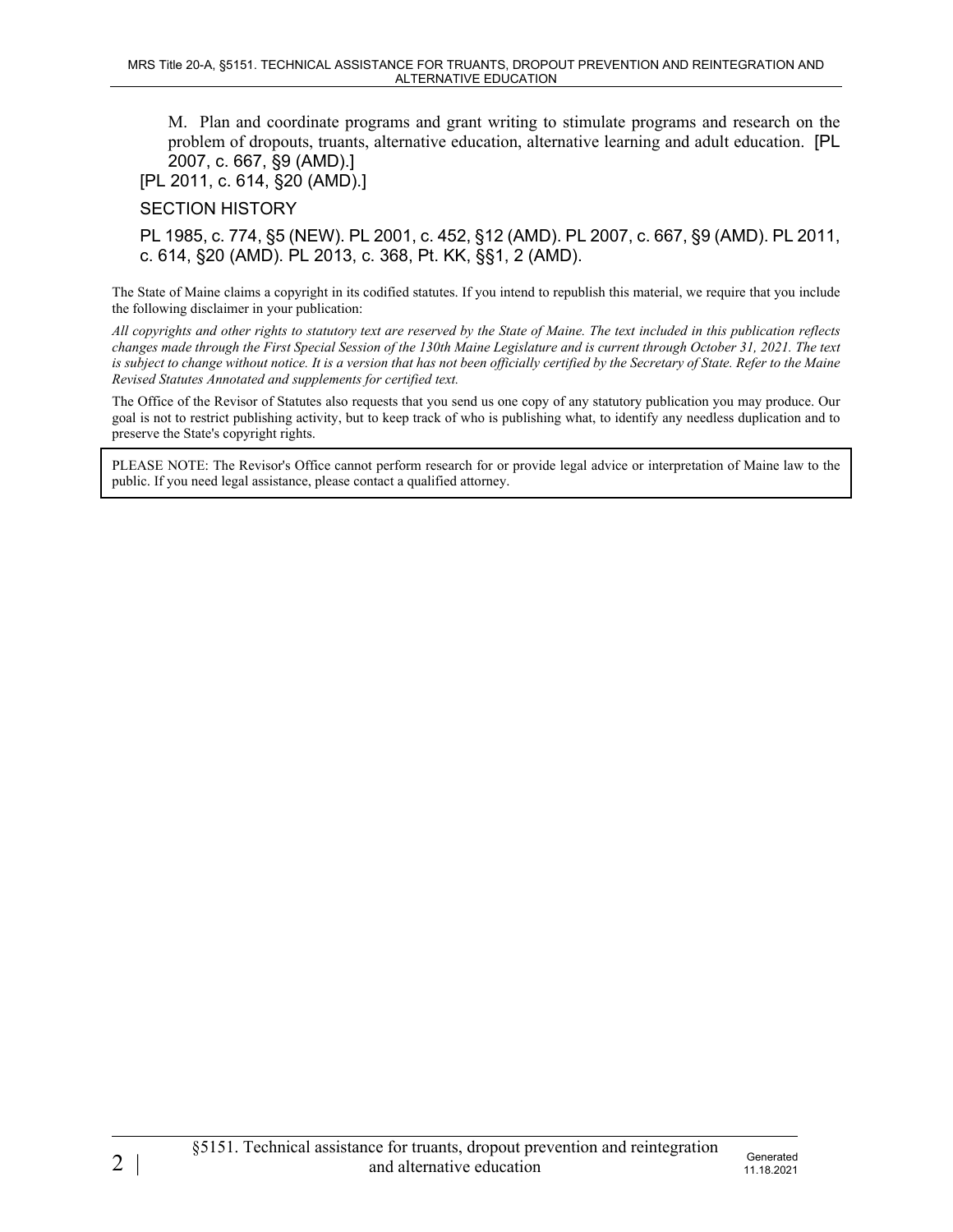M. Plan and coordinate programs and grant writing to stimulate programs and research on the problem of dropouts, truants, alternative education, alternative learning and adult education. [PL 2007, c. 667, §9 (AMD).]

[PL 2011, c. 614, §20 (AMD).]

SECTION HISTORY

PL 1985, c. 774, §5 (NEW). PL 2001, c. 452, §12 (AMD). PL 2007, c. 667, §9 (AMD). PL 2011, c. 614, §20 (AMD). PL 2013, c. 368, Pt. KK, §§1, 2 (AMD).

The State of Maine claims a copyright in its codified statutes. If you intend to republish this material, we require that you include the following disclaimer in your publication:

*All copyrights and other rights to statutory text are reserved by the State of Maine. The text included in this publication reflects changes made through the First Special Session of the 130th Maine Legislature and is current through October 31, 2021. The text is subject to change without notice. It is a version that has not been officially certified by the Secretary of State. Refer to the Maine Revised Statutes Annotated and supplements for certified text.*

The Office of the Revisor of Statutes also requests that you send us one copy of any statutory publication you may produce. Our goal is not to restrict publishing activity, but to keep track of who is publishing what, to identify any needless duplication and to preserve the State's copyright rights.

PLEASE NOTE: The Revisor's Office cannot perform research for or provide legal advice or interpretation of Maine law to the public. If you need legal assistance, please contact a qualified attorney.